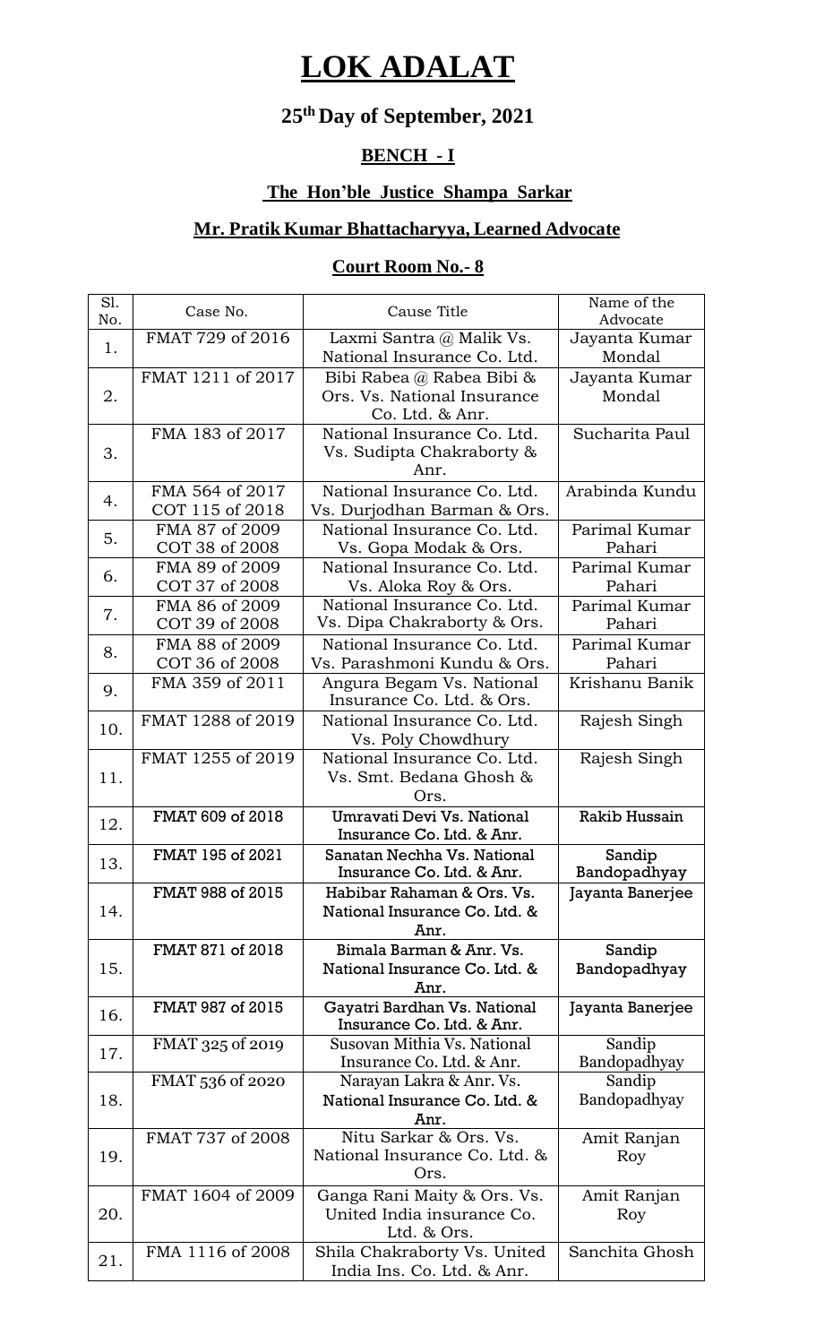# LOK ADALAT

## 25th Day of September, 2021

### BENCH - I

### The Hon'ble Justice Shampa Sarkar

### Mr. Pratik Kumar Bhattacharyya, Learned Advocate

### Court Room No.- 8

| Sl. No. | Case No. | Cause Title | Name of the Advocate |
|---|---|---|---|
| 1. | FMAT 729 of 2016 | Laxmi Santra @ Malik Vs. National Insurance Co. Ltd. | Jayanta Kumar Mondal |
| 2. | FMAT 1211 of 2017 | Bibi Rabea @ Rabea Bibi & Ors. Vs. National Insurance Co. Ltd. & Anr. | Jayanta Kumar Mondal |
| 3. | FMA 183 of 2017 | National Insurance Co. Ltd. Vs. Sudipta Chakraborty & Anr. | Sucharita Paul |
| 4. | FMA 564 of 2017<br>COT 115 of 2018 | National Insurance Co. Ltd. Vs. Durjodhan Barman & Ors. | Arabinda Kundu |
| 5. | FMA 87 of 2009<br>COT 38 of 2008 | National Insurance Co. Ltd. Vs. Gopa Modak & Ors. | Parimal Kumar Pahari |
| 6. | FMA 89 of 2009<br>COT 37 of 2008 | National Insurance Co. Ltd. Vs. Aloka Roy & Ors. | Parimal Kumar Pahari |
| 7. | FMA 86 of 2009<br>COT 39 of 2008 | National Insurance Co. Ltd. Vs. Dipa Chakraborty & Ors. | Parimal Kumar Pahari |
| 8. | FMA 88 of 2009<br>COT 36 of 2008 | National Insurance Co. Ltd. Vs. Parashmoni Kundu & Ors. | Parimal Kumar Pahari |
| 9. | FMA 359 of 2011 | Angura Begam Vs. National Insurance Co. Ltd. & Ors. | Krishanu Banik |
| 10. | FMAT 1288 of 2019 | National Insurance Co. Ltd. Vs. Poly Chowdhury | Rajesh Singh |
| 11. | FMAT 1255 of 2019 | National Insurance Co. Ltd. Vs. Smt. Bedana Ghosh & Ors. | Rajesh Singh |
| 12. | FMAT 609 of 2018 | Umravati Devi Vs. National Insurance Co. Ltd. & Anr. | Rakib Hussain |
| 13. | FMAT 195 of 2021 | Sanatan Nechha Vs. National Insurance Co. Ltd. & Anr. | Sandip Bandopadhyay |
| 14. | FMAT 988 of 2015 | Habibar Rahaman & Ors. Vs. National Insurance Co. Ltd. & Anr. | Jayanta Banerjee |
| 15. | FMAT 871 of 2018 | Bimala Barman & Anr. Vs. National Insurance Co. Ltd. & Anr. | Sandip Bandopadhyay |
| 16. | FMAT 987 of 2015 | Gayatri Bardhan Vs. National Insurance Co. Ltd. & Anr. | Jayanta Banerjee |
| 17. | FMAT 325 of 2019 | Susovan Mithia Vs. National Insurance Co. Ltd. & Anr. | Sandip Bandopadhyay |
| 18. | FMAT 536 of 2020 | Narayan Lakra & Anr. Vs. National Insurance Co. Ltd. & Anr. | Sandip Bandopadhyay |
| 19. | FMAT 737 of 2008 | Nitu Sarkar & Ors. Vs. National Insurance Co. Ltd. & Ors. | Amit Ranjan Roy |
| 20. | FMAT 1604 of 2009 | Ganga Rani Maity & Ors. Vs. United India insurance Co. Ltd. & Ors. | Amit Ranjan Roy |
| 21. | FMA 1116 of 2008 | Shila Chakraborty Vs. United India Ins. Co. Ltd. & Anr. | Sanchita Ghosh |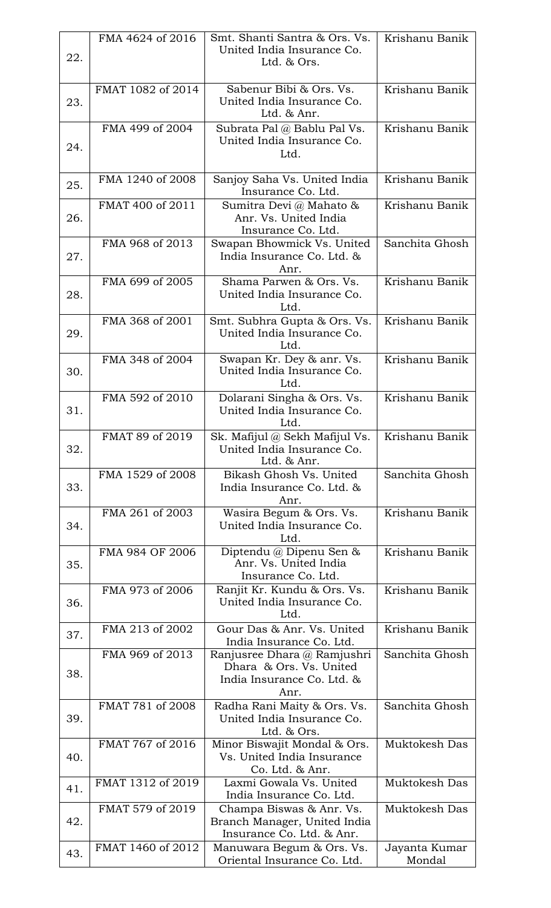| | | | |
|---|---|---|---|
| 22. | FMA 4624 of 2016 | Smt. Shanti Santra & Ors. Vs. United India Insurance Co. Ltd. & Ors. | Krishanu Banik |
| 23. | FMAT 1082 of 2014 | Sabenur Bibi & Ors. Vs. United India Insurance Co. Ltd. & Anr. | Krishanu Banik |
| 24. | FMA 499 of 2004 | Subrata Pal @ Bablu Pal Vs. United India Insurance Co. Ltd. | Krishanu Banik |
| 25. | FMA 1240 of 2008 | Sanjoy Saha Vs. United India Insurance Co. Ltd. | Krishanu Banik |
| 26. | FMAT 400 of 2011 | Sumitra Devi @ Mahato & Anr. Vs. United India Insurance Co. Ltd. | Krishanu Banik |
| 27. | FMA 968 of 2013 | Swapan Bhowmick Vs. United India Insurance Co. Ltd. & Anr. | Sanchita Ghosh |
| 28. | FMA 699 of 2005 | Shama Parwen & Ors. Vs. United India Insurance Co. Ltd. | Krishanu Banik |
| 29. | FMA 368 of 2001 | Smt. Subhra Gupta & Ors. Vs. United India Insurance Co. Ltd. | Krishanu Banik |
| 30. | FMA 348 of 2004 | Swapan Kr. Dey & anr. Vs. United India Insurance Co. Ltd. | Krishanu Banik |
| 31. | FMA 592 of 2010 | Dolarani Singha & Ors. Vs. United India Insurance Co. Ltd. | Krishanu Banik |
| 32. | FMAT 89 of 2019 | Sk. Mafijul @ Sekh Mafijul Vs. United India Insurance Co. Ltd. & Anr. | Krishanu Banik |
| 33. | FMA 1529 of 2008 | Bikash Ghosh Vs. United India Insurance Co. Ltd. & Anr. | Sanchita Ghosh |
| 34. | FMA 261 of 2003 | Wasira Begum & Ors. Vs. United India Insurance Co. Ltd. | Krishanu Banik |
| 35. | FMA 984 OF 2006 | Diptendu @ Dipenu Sen & Anr. Vs. United India Insurance Co. Ltd. | Krishanu Banik |
| 36. | FMA 973 of 2006 | Ranjit Kr. Kundu & Ors. Vs. United India Insurance Co. Ltd. | Krishanu Banik |
| 37. | FMA 213 of 2002 | Gour Das & Anr. Vs. United India Insurance Co. Ltd. | Krishanu Banik |
| 38. | FMA 969 of 2013 | Ranjusree Dhara @ Ramjushri Dhara & Ors. Vs. United India Insurance Co. Ltd. & Anr. | Sanchita Ghosh |
| 39. | FMAT 781 of 2008 | Radha Rani Maity & Ors. Vs. United India Insurance Co. Ltd. & Ors. | Sanchita Ghosh |
| 40. | FMAT 767 of 2016 | Minor Biswajit Mondal & Ors. Vs. United India Insurance Co. Ltd. & Anr. | Muktokesh Das |
| 41. | FMAT 1312 of 2019 | Laxmi Gowala Vs. United India Insurance Co. Ltd. | Muktokesh Das |
| 42. | FMAT 579 of 2019 | Champa Biswas & Anr. Vs. Branch Manager, United India Insurance Co. Ltd. & Anr. | Muktokesh Das |
| 43. | FMAT 1460 of 2012 | Manuwara Begum & Ors. Vs. Oriental Insurance Co. Ltd. | Jayanta Kumar Mondal |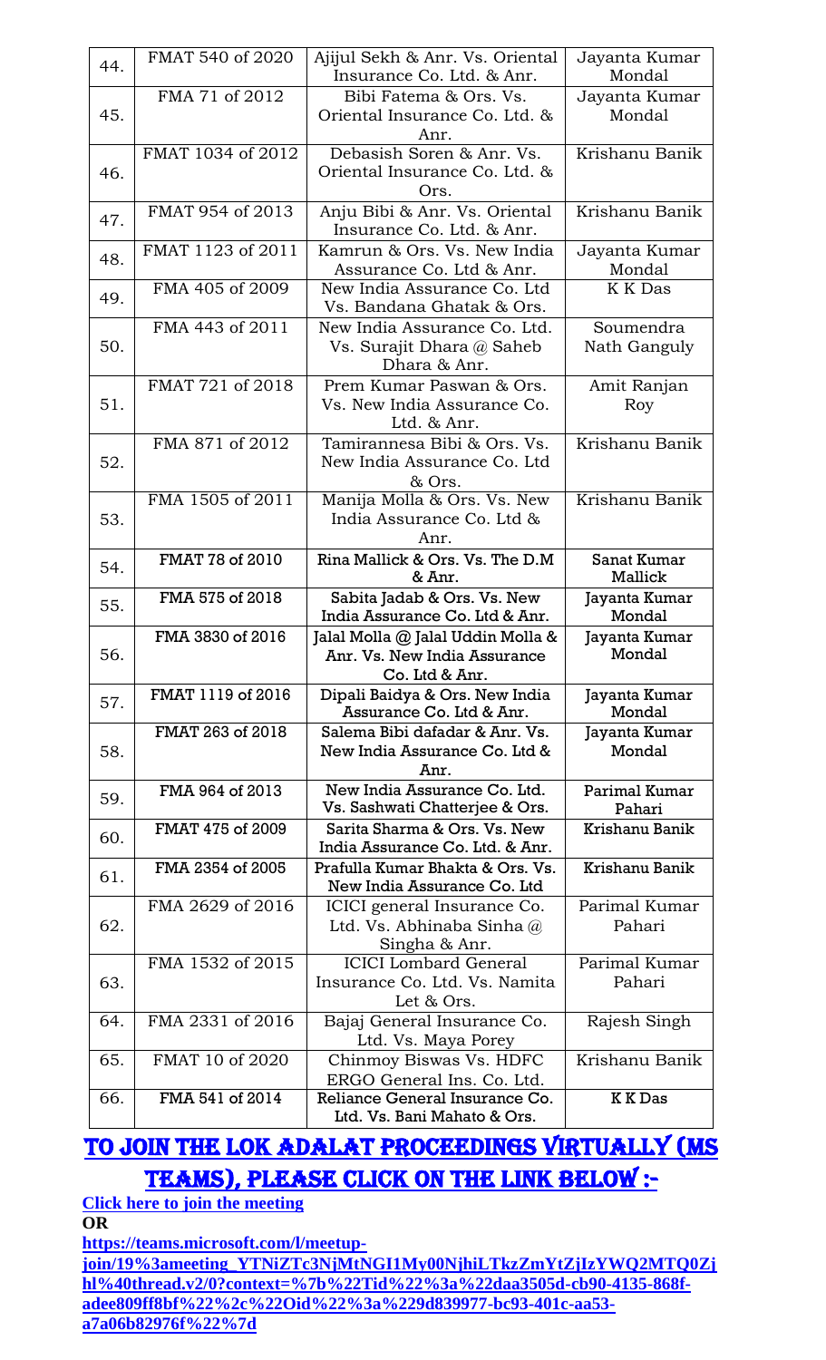| | | | |
|---|---|---|---|
| 44. | FMAT 540 of 2020 | Ajijul Sekh & Anr. Vs. Oriental Insurance Co. Ltd. & Anr. | Jayanta Kumar Mondal |
| 45. | FMA 71 of 2012 | Bibi Fatema & Ors. Vs. Oriental Insurance Co. Ltd. & Anr. | Jayanta Kumar Mondal |
| 46. | FMAT 1034 of 2012 | Debasish Soren & Anr. Vs. Oriental Insurance Co. Ltd. & Ors. | Krishanu Banik |
| 47. | FMAT 954 of 2013 | Anju Bibi & Anr. Vs. Oriental Insurance Co. Ltd. & Anr. | Krishanu Banik |
| 48. | FMAT 1123 of 2011 | Kamrun & Ors. Vs. New India Assurance Co. Ltd & Anr. | Jayanta Kumar Mondal |
| 49. | FMA 405 of 2009 | New India Assurance Co. Ltd Vs. Bandana Ghatak & Ors. | K K Das |
| 50. | FMA 443 of 2011 | New India Assurance Co. Ltd. Vs. Surajit Dhara @ Saheb Dhara & Anr. | Soumendra Nath Ganguly |
| 51. | FMAT 721 of 2018 | Prem Kumar Paswan & Ors. Vs. New India Assurance Co. Ltd. & Anr. | Amit Ranjan Roy |
| 52. | FMA 871 of 2012 | Tamirannesa Bibi & Ors. Vs. New India Assurance Co. Ltd & Ors. | Krishanu Banik |
| 53. | FMA 1505 of 2011 | Manija Molla & Ors. Vs. New India Assurance Co. Ltd & Anr. | Krishanu Banik |
| 54. | FMAT 78 of 2010 | Rina Mallick & Ors. Vs. The D.M & Anr. | Sanat Kumar Mallick |
| 55. | FMA 575 of 2018 | Sabita Jadab & Ors. Vs. New India Assurance Co. Ltd & Anr. | Jayanta Kumar Mondal |
| 56. | FMA 3830 of 2016 | Jalal Molla @ Jalal Uddin Molla & Anr. Vs. New India Assurance Co. Ltd & Anr. | Jayanta Kumar Mondal |
| 57. | FMAT 1119 of 2016 | Dipali Baidya & Ors. New India Assurance Co. Ltd & Anr. | Jayanta Kumar Mondal |
| 58. | FMAT 263 of 2018 | Salema Bibi dafadar & Anr. Vs. New India Assurance Co. Ltd & Anr. | Jayanta Kumar Mondal |
| 59. | FMA 964 of 2013 | New India Assurance Co. Ltd. Vs. Sashwati Chatterjee & Ors. | Parimal Kumar Pahari |
| 60. | FMAT 475 of 2009 | Sarita Sharma & Ors. Vs. New India Assurance Co. Ltd. & Anr. | Krishanu Banik |
| 61. | FMA 2354 of 2005 | Prafulla Kumar Bhakta & Ors. Vs. New India Assurance Co. Ltd | Krishanu Banik |
| 62. | FMA 2629 of 2016 | ICICI general Insurance Co. Ltd. Vs. Abhinaba Sinha @ Singha & Anr. | Parimal Kumar Pahari |
| 63. | FMA 1532 of 2015 | ICICI Lombard General Insurance Co. Ltd. Vs. Namita Let & Ors. | Parimal Kumar Pahari |
| 64. | FMA 2331 of 2016 | Bajaj General Insurance Co. Ltd. Vs. Maya Porey | Rajesh Singh |
| 65. | FMAT 10 of 2020 | Chinmoy Biswas Vs. HDFC ERGO General Ins. Co. Ltd. | Krishanu Banik |
| 66. | FMA 541 of 2014 | Reliance General Insurance Co. Ltd. Vs. Bani Mahato & Ors. | K K Das |

## TO JOIN THE LOK ADALAT PROCEEDINGS VIRTUALLY (MS TEAMS), PLEASE CLICK ON THE LINK BELOW :-

**Click here to join the meeting**

**OR**

**https://teams.microsoft.com/l/meetup-join/19%3ameeting_YTNiZTc3NjMtNGI1My00NjhiLTkzZmYtZjIzYWQ2MTQ0Zjhl%40thread.v2/0?context=%7b%22Tid%22%3a%22daa3505d-cb90-4135-868f-adee809ff8bf%22%2c%22Oid%22%3a%229d839977-bc93-401c-aa53-a7a06b82976f%22%7d**